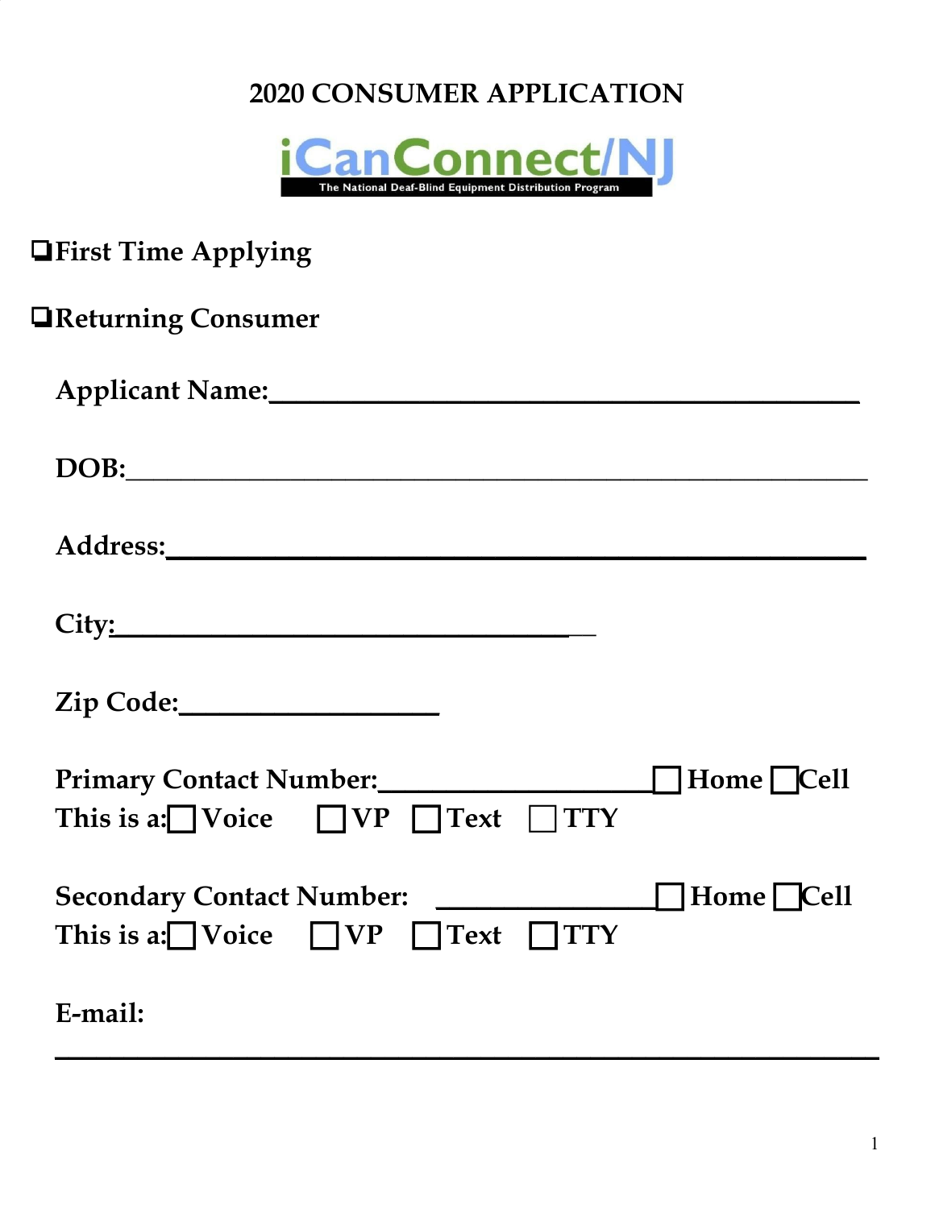# 2020 CONSUMER APPLICATION

**iCanConnect/NJ**

The National Deaf-Blind Equipment Distribution Program

☐ **First Time Applying**

☐ **Returning Consumer**

**Applicant Name:**_______________________________________

**DOB:**_____________________________________________________

**Address:**___________________________________________________

**City:**___________________________________

**Zip Code:**___________________

**Primary Contact Number:**____________________ ☐ **Home** ☐ **Cell**
**This is a:** ☐ **Voice** ☐ **VP** ☐ **Text** ☐ **TTY**

**Secondary Contact Number:** ________________ ☐ **Home** ☐ **Cell**
**This is a:** ☐ **Voice** ☐ **VP** ☐ **Text** ☐ **TTY**

**E-mail:**

_____________________________________________________________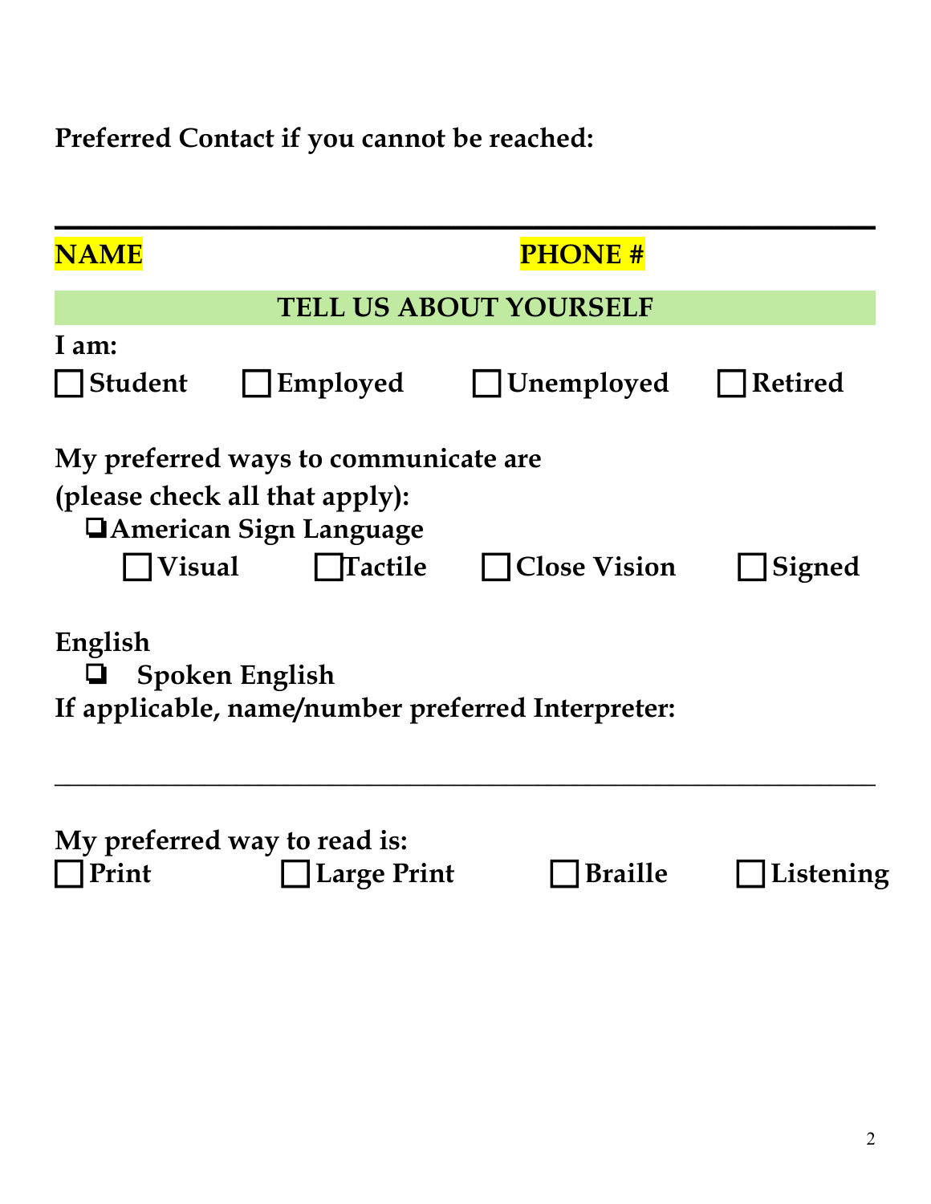**Preferred Contact if you cannot be reached:**

---

**NAME** **PHONE #**

## TELL US ABOUT YOURSELF

**I am:**

☐ **Student** ☐ **Employed** ☐ **Unemployed** ☐ **Retired**

**My preferred ways to communicate are (please check all that apply):**

- ☐ **American Sign Language**
  - ☐ **Visual** ☐ **Tactile** ☐ **Close Vision** ☐ **Signed**

**English**

- ☐ **Spoken English**

**If applicable, name/number preferred Interpreter:**

---

**My preferred way to read is:**

☐ **Print** ☐ **Large Print** ☐ **Braille** ☐ **Listening**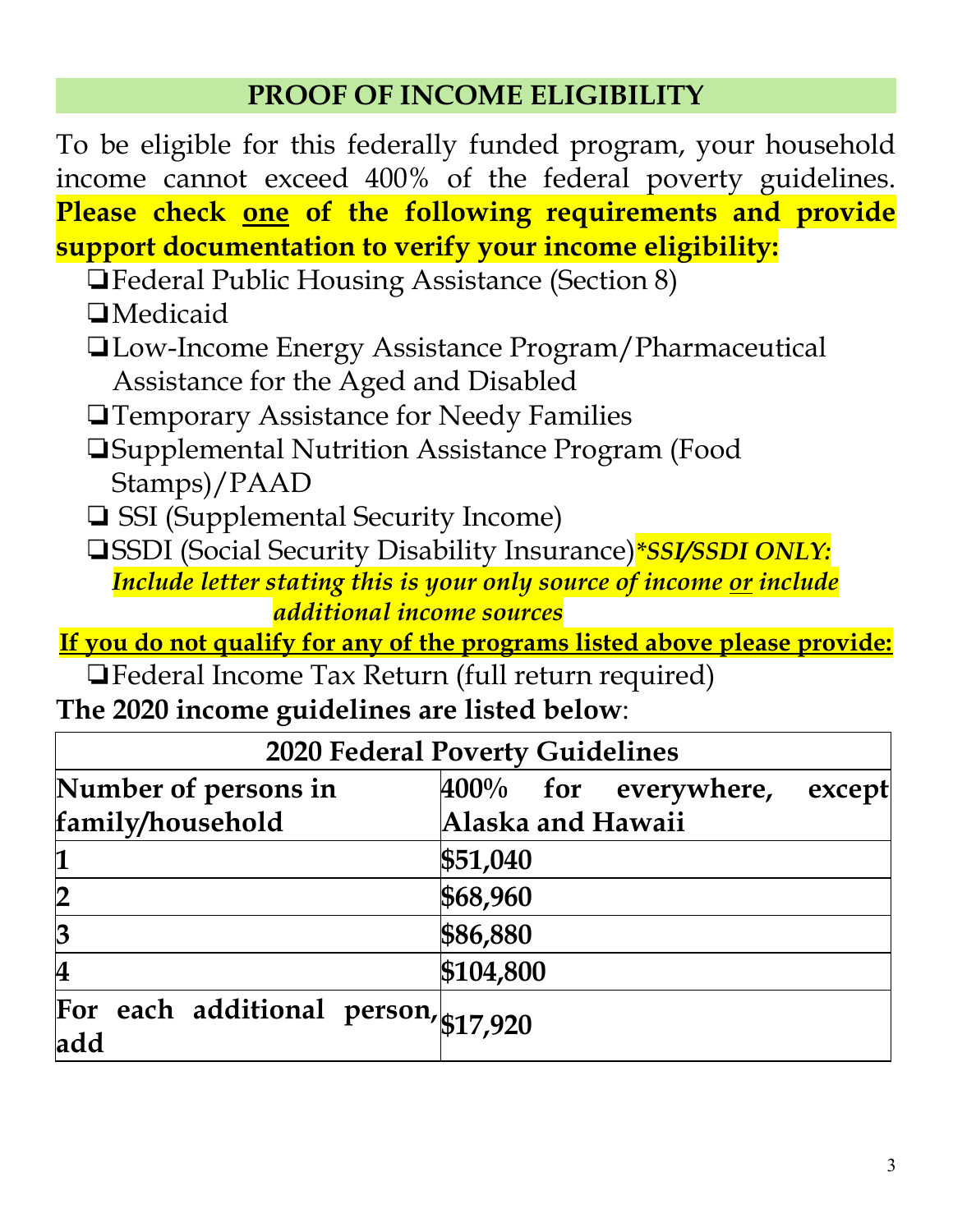## PROOF OF INCOME ELIGIBILITY

To be eligible for this federally funded program, your household income cannot exceed 400% of the federal poverty guidelines. **Please check one of the following requirements and provide support documentation to verify your income eligibility:**

- ❏Federal Public Housing Assistance (Section 8)
- ❏Medicaid
- ❏Low-Income Energy Assistance Program/Pharmaceutical Assistance for the Aged and Disabled
- ❏Temporary Assistance for Needy Families
- ❏Supplemental Nutrition Assistance Program (Food Stamps)/PAAD
- ❏ SSI (Supplemental Security Income)
- ❏SSDI (Social Security Disability Insurance)***\*SSI/SSDI ONLY: Include letter stating this is your only source of income or include additional income sources***

**If you do not qualify for any of the programs listed above please provide:**

- ❏Federal Income Tax Return (full return required)

**The 2020 income guidelines are listed below**:

| 2020 Federal Poverty Guidelines | |
|---|---|
| **Number of persons in family/household** | **400% for everywhere, except Alaska and Hawaii** |
| **1** | **$51,040** |
| **2** | **$68,960** |
| **3** | **$86,880** |
| **4** | **$104,800** |
| **For each additional person, add** | **$17,920** |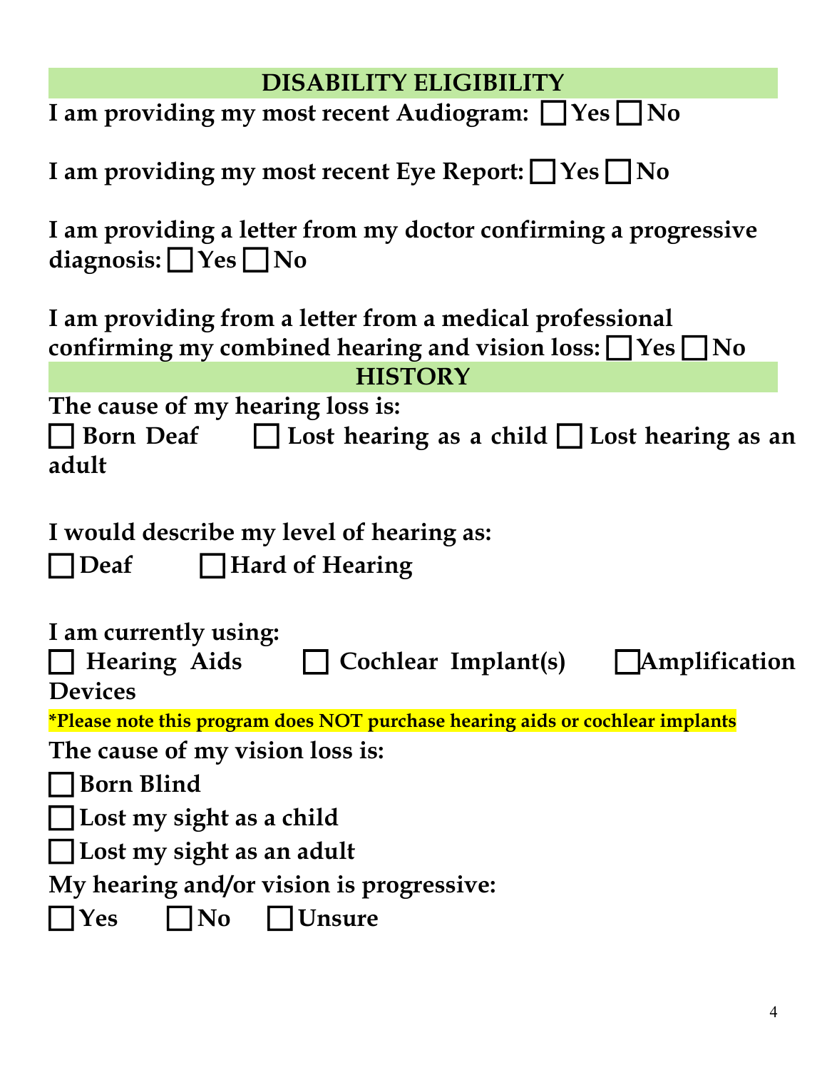## DISABILITY ELIGIBILITY

**I am providing my most recent Audiogram: ☐ Yes ☐ No**

**I am providing my most recent Eye Report: ☐ Yes ☐ No**

**I am providing a letter from my doctor confirming a progressive diagnosis: ☐ Yes ☐ No**

**I am providing from a letter from a medical professional confirming my combined hearing and vision loss: ☐ Yes ☐ No**

## HISTORY

**The cause of my hearing loss is:**

**☐ Born Deaf ☐ Lost hearing as a child ☐ Lost hearing as an adult**

**I would describe my level of hearing as:**

**☐ Deaf ☐ Hard of Hearing**

**I am currently using:**

**☐ Hearing Aids ☐ Cochlear Implant(s) ☐ Amplification Devices**

**\*Please note this program does NOT purchase hearing aids or cochlear implants**

**The cause of my vision loss is:**

**☐ Born Blind**

**☐ Lost my sight as a child**

**☐ Lost my sight as an adult**

**My hearing and/or vision is progressive:**

**☐ Yes ☐ No ☐ Unsure**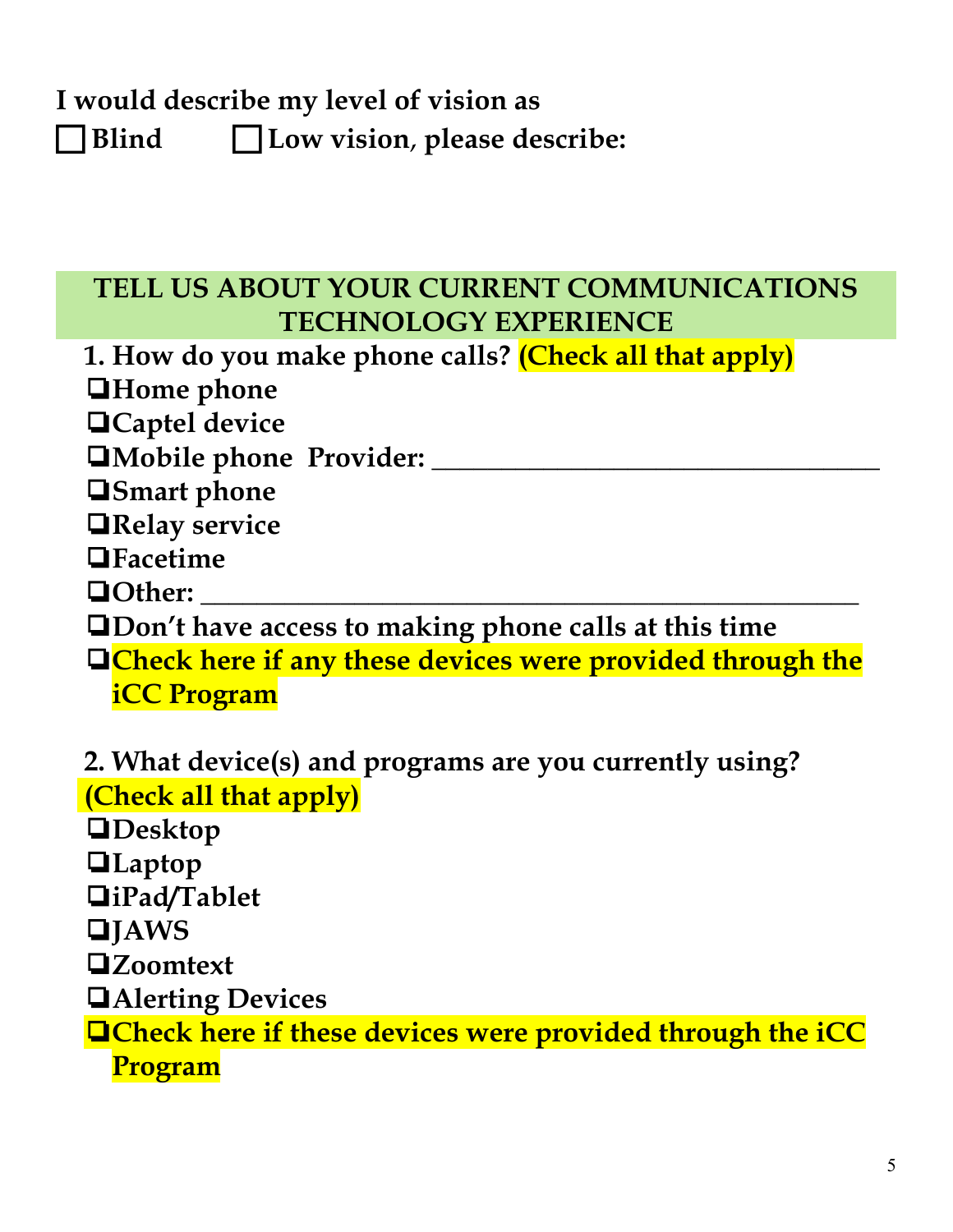**I would describe my level of vision as**

☐ **Blind** ☐ **Low vision, please describe:**

## TELL US ABOUT YOUR CURRENT COMMUNICATIONS TECHNOLOGY EXPERIENCE

**1. How do you make phone calls? (Check all that apply)**

❑ **Home phone**
❑ **Captel device**
❑ **Mobile phone Provider: \_\_\_\_\_\_\_\_\_\_\_\_\_\_\_\_\_\_\_\_\_\_\_\_\_\_\_\_\_\_\_**
❑ **Smart phone**
❑ **Relay service**
❑ **Facetime**
❑ **Other: \_\_\_\_\_\_\_\_\_\_\_\_\_\_\_\_\_\_\_\_\_\_\_\_\_\_\_\_\_\_\_\_\_\_\_\_\_\_\_\_\_\_\_\_\_\_**
❑ **Don't have access to making phone calls at this time**
❑ **Check here if any these devices were provided through the iCC Program**

**2. What device(s) and programs are you currently using? (Check all that apply)**

❑ **Desktop**
❑ **Laptop**
❑ **iPad/Tablet**
❑ **JAWS**
❑ **Zoomtext**
❑ **Alerting Devices**
❑ **Check here if these devices were provided through the iCC Program**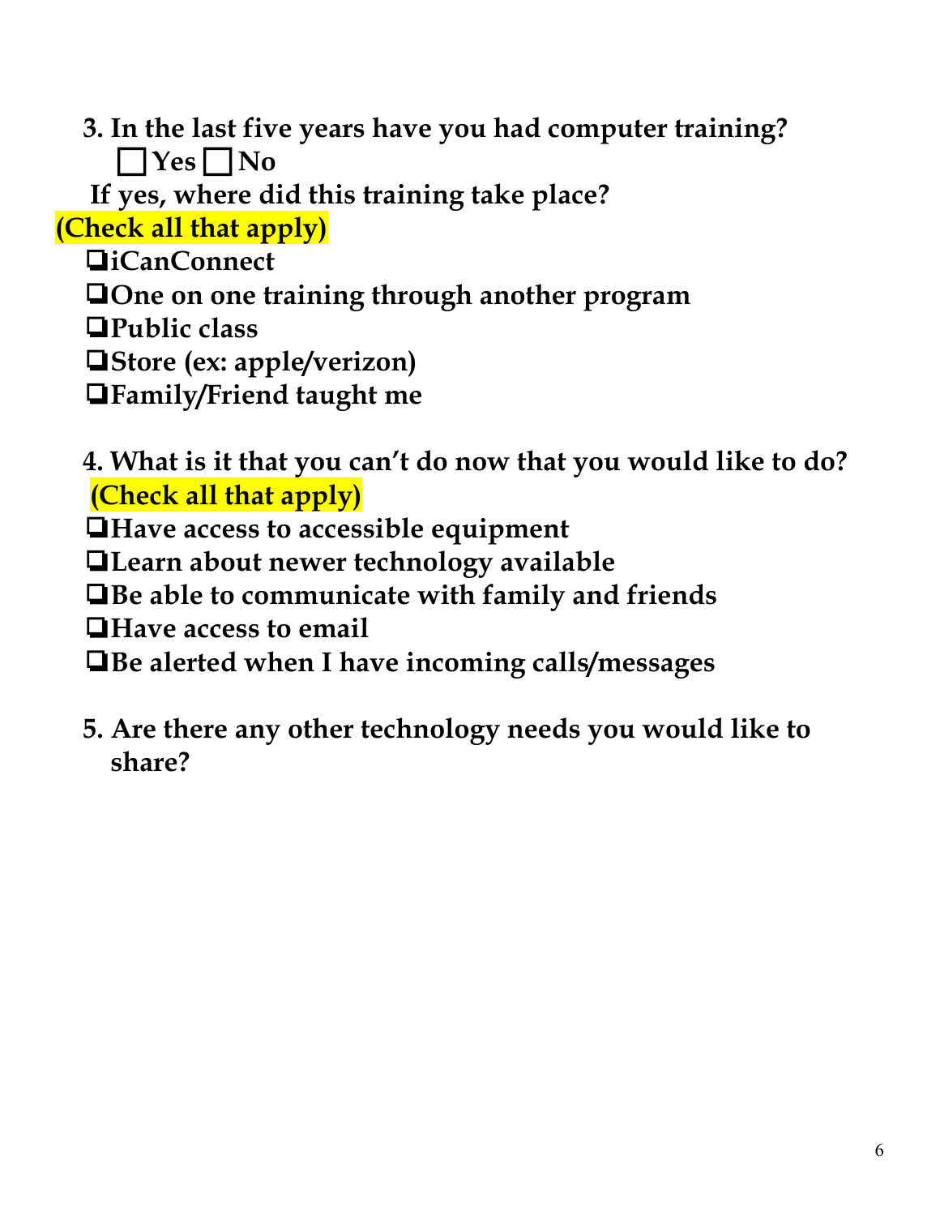**3. In the last five years have you had computer training?**

☐ **Yes** ☐ **No**

**If yes, where did this training take place?**

**(Check all that apply)**

- ❑ **iCanConnect**
- ❑ **One on one training through another program**
- ❑ **Public class**
- ❑ **Store (ex: apple/verizon)**
- ❑ **Family/Friend taught me**

**4. What is it that you can't do now that you would like to do?**

**(Check all that apply)**

- ❑ **Have access to accessible equipment**
- ❑ **Learn about newer technology available**
- ❑ **Be able to communicate with family and friends**
- ❑ **Have access to email**
- ❑ **Be alerted when I have incoming calls/messages**

**5. Are there any other technology needs you would like to share?**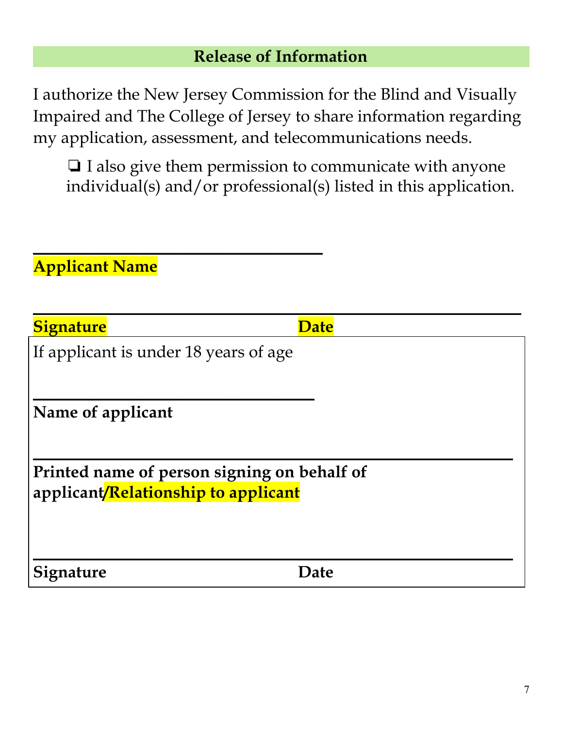## Release of Information

I authorize the New Jersey Commission for the Blind and Visually Impaired and The College of Jersey to share information regarding my application, assessment, and telecommunications needs.

- ❏ I also give them permission to communicate with anyone individual(s) and/or professional(s) listed in this application.

\_\_\_\_\_\_\_\_\_\_\_\_\_\_\_\_\_\_\_\_\_\_\_\_\_\_\_\_\_\_\_\_\_\_\_\_

**Applicant Name**

\_\_\_\_\_\_\_\_\_\_\_\_\_\_\_\_\_\_\_\_\_\_\_\_\_\_\_\_\_\_\_\_\_\_\_\_\_\_\_\_\_\_\_\_\_\_\_\_\_\_\_\_\_\_\_\_\_\_\_\_

**Signature** **Date**

If applicant is under 18 years of age

\_\_\_\_\_\_\_\_\_\_\_\_\_\_\_\_\_\_\_\_\_\_\_\_\_\_\_\_\_\_\_\_\_\_\_

**Name of applicant**

\_\_\_\_\_\_\_\_\_\_\_\_\_\_\_\_\_\_\_\_\_\_\_\_\_\_\_\_\_\_\_\_\_\_\_\_\_\_\_\_\_\_\_\_\_\_\_\_\_\_\_\_\_\_\_\_\_\_\_\_

**Printed name of person signing on behalf of applicant/Relationship to applicant**

\_\_\_\_\_\_\_\_\_\_\_\_\_\_\_\_\_\_\_\_\_\_\_\_\_\_\_\_\_\_\_\_\_\_\_\_\_\_\_\_\_\_\_\_\_\_\_\_\_\_\_\_\_\_\_\_\_\_\_\_

**Signature** **Date**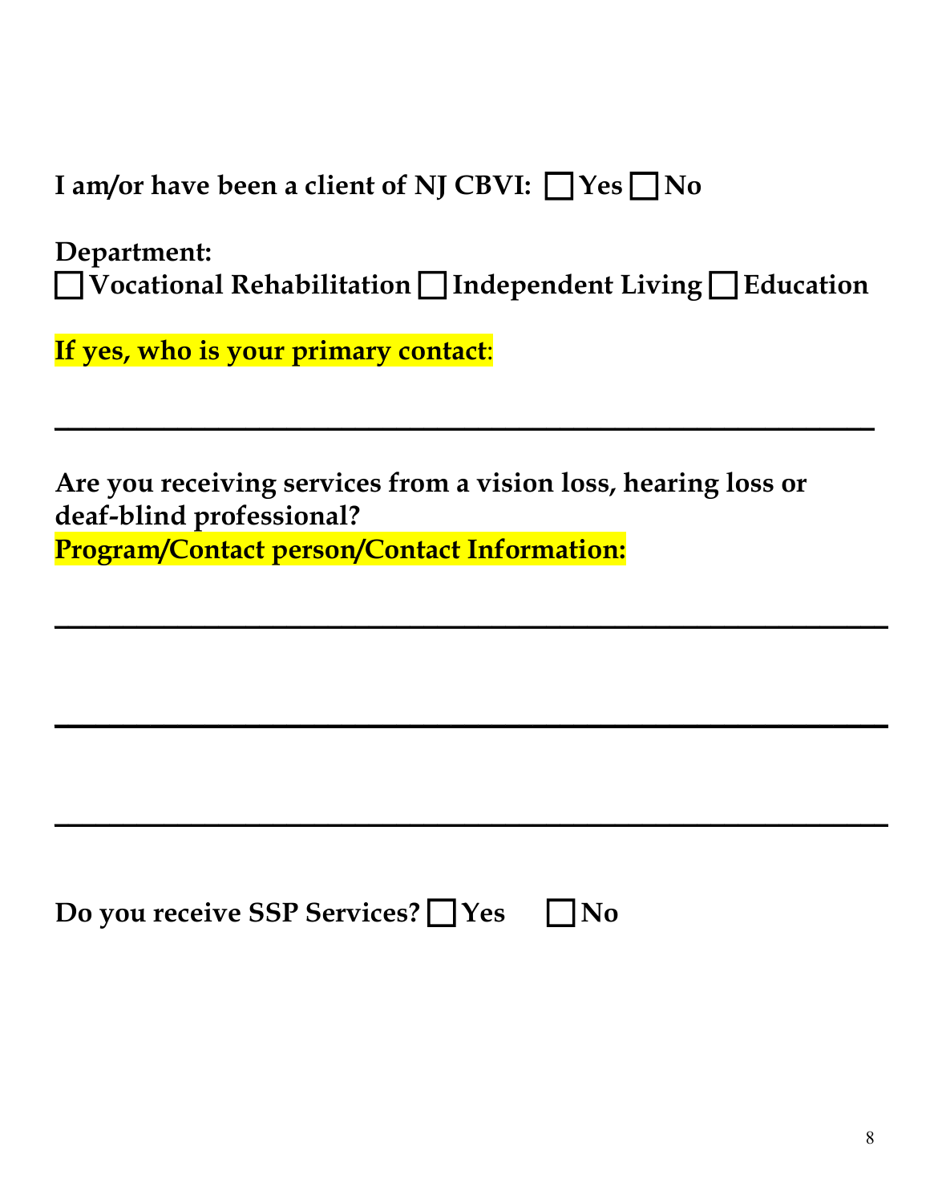**I am/or have been a client of NJ CBVI:** ☐ **Yes** ☐ **No**

**Department:**
☐ **Vocational Rehabilitation** ☐ **Independent Living** ☐ **Education**

**If yes, who is your primary contact**:

\_\_\_\_\_\_\_\_\_\_\_\_\_\_\_\_\_\_\_\_\_\_\_\_\_\_\_\_\_\_\_\_\_\_\_\_\_\_\_\_\_\_\_\_\_\_\_\_\_\_\_\_\_\_

**Are you receiving services from a vision loss, hearing loss or deaf-blind professional?**
**Program/Contact person/Contact Information:**

\_\_\_\_\_\_\_\_\_\_\_\_\_\_\_\_\_\_\_\_\_\_\_\_\_\_\_\_\_\_\_\_\_\_\_\_\_\_\_\_\_\_\_\_\_\_\_\_\_\_\_\_\_\_

\_\_\_\_\_\_\_\_\_\_\_\_\_\_\_\_\_\_\_\_\_\_\_\_\_\_\_\_\_\_\_\_\_\_\_\_\_\_\_\_\_\_\_\_\_\_\_\_\_\_\_\_\_\_

\_\_\_\_\_\_\_\_\_\_\_\_\_\_\_\_\_\_\_\_\_\_\_\_\_\_\_\_\_\_\_\_\_\_\_\_\_\_\_\_\_\_\_\_\_\_\_\_\_\_\_\_\_\_

**Do you receive SSP Services?** ☐ **Yes** ☐ **No**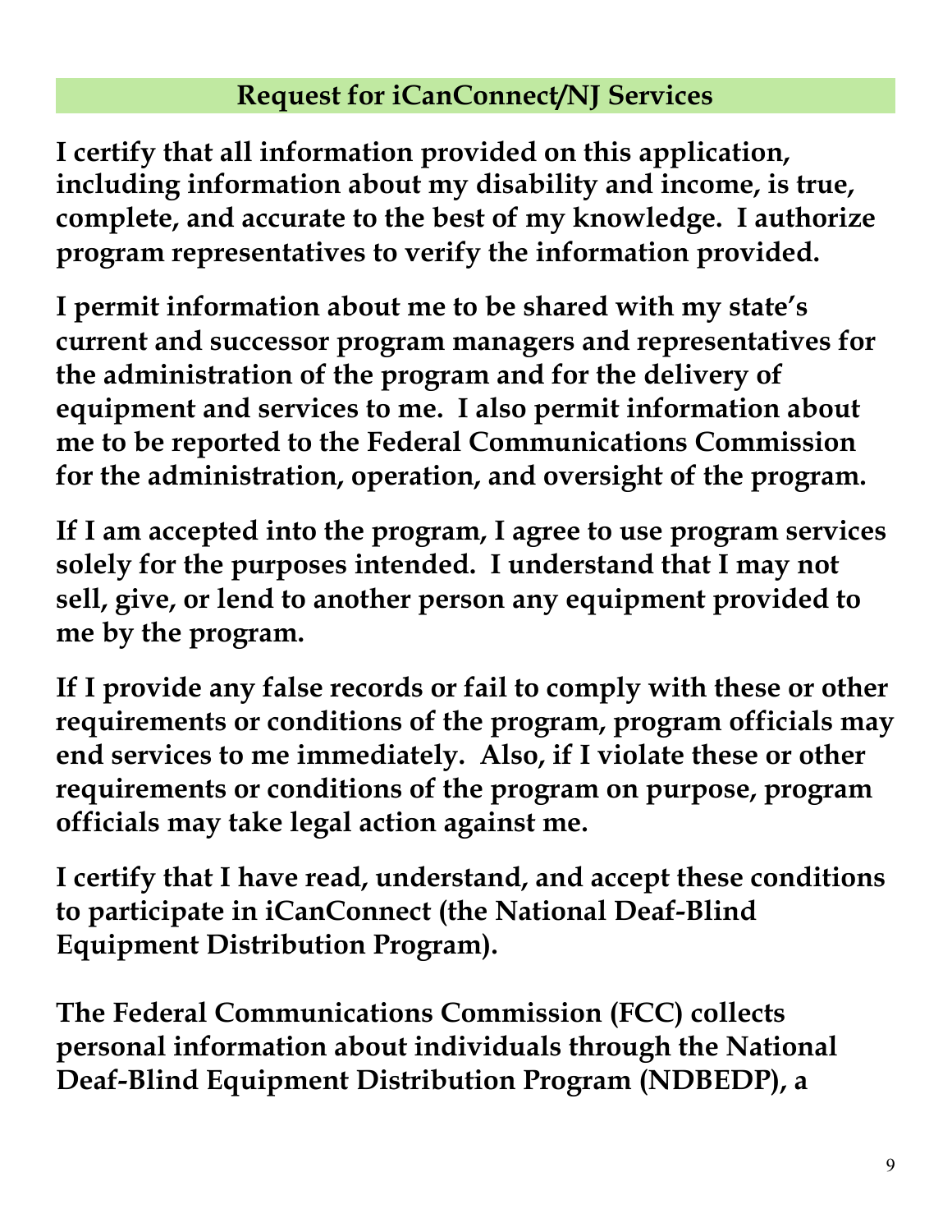## Request for iCanConnect/NJ Services

**I certify that all information provided on this application, including information about my disability and income, is true, complete, and accurate to the best of my knowledge. I authorize program representatives to verify the information provided.**

**I permit information about me to be shared with my state's current and successor program managers and representatives for the administration of the program and for the delivery of equipment and services to me. I also permit information about me to be reported to the Federal Communications Commission for the administration, operation, and oversight of the program.**

**If I am accepted into the program, I agree to use program services solely for the purposes intended. I understand that I may not sell, give, or lend to another person any equipment provided to me by the program.**

**If I provide any false records or fail to comply with these or other requirements or conditions of the program, program officials may end services to me immediately. Also, if I violate these or other requirements or conditions of the program on purpose, program officials may take legal action against me.**

**I certify that I have read, understand, and accept these conditions to participate in iCanConnect (the National Deaf-Blind Equipment Distribution Program).**

**The Federal Communications Commission (FCC) collects personal information about individuals through the National Deaf-Blind Equipment Distribution Program (NDBEDP), a**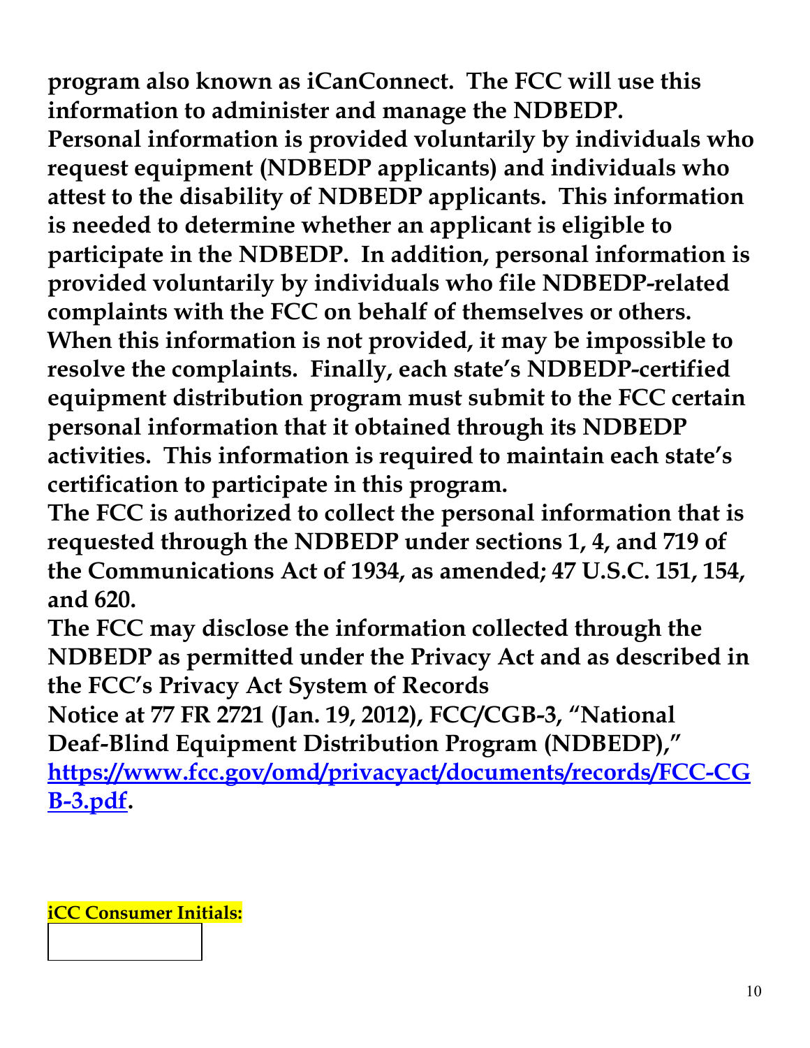**program also known as iCanConnect. The FCC will use this information to administer and manage the NDBEDP.**

**Personal information is provided voluntarily by individuals who request equipment (NDBEDP applicants) and individuals who attest to the disability of NDBEDP applicants. This information is needed to determine whether an applicant is eligible to participate in the NDBEDP. In addition, personal information is provided voluntarily by individuals who file NDBEDP-related complaints with the FCC on behalf of themselves or others. When this information is not provided, it may be impossible to resolve the complaints. Finally, each state's NDBEDP-certified equipment distribution program must submit to the FCC certain personal information that it obtained through its NDBEDP activities. This information is required to maintain each state's certification to participate in this program.**

**The FCC is authorized to collect the personal information that is requested through the NDBEDP under sections 1, 4, and 719 of the Communications Act of 1934, as amended; 47 U.S.C. 151, 154, and 620.**

**The FCC may disclose the information collected through the NDBEDP as permitted under the Privacy Act and as described in the FCC's Privacy Act System of Records**

**Notice at 77 FR 2721 (Jan. 19, 2012), FCC/CGB-3, "National Deaf-Blind Equipment Distribution Program (NDBEDP)," [https://www.fcc.gov/omd/privacyact/documents/records/FCC-CGB-3.pdf](https://www.fcc.gov/omd/privacyact/documents/records/FCC-CGB-3.pdf).**

**iCC Consumer Initials:**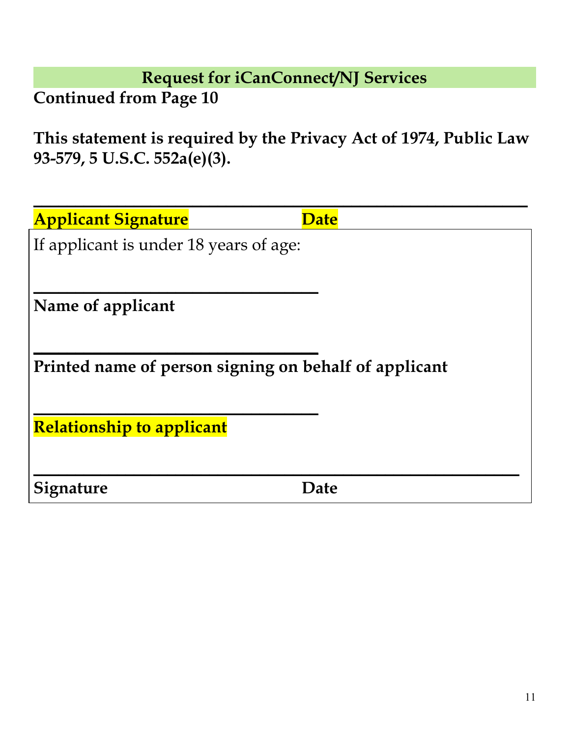## Request for iCanConnect/NJ Services

**Continued from Page 10**

**This statement is required by the Privacy Act of 1974, Public Law 93-579, 5 U.S.C. 552a(e)(3).**

______________________________________________

**Applicant Signature** **Date**

If applicant is under 18 years of age:

______________________________

**Name of applicant**

______________________________

**Printed name of person signing on behalf of applicant**

______________________________

**Relationship to applicant**

______________________________________________

**Signature** **Date**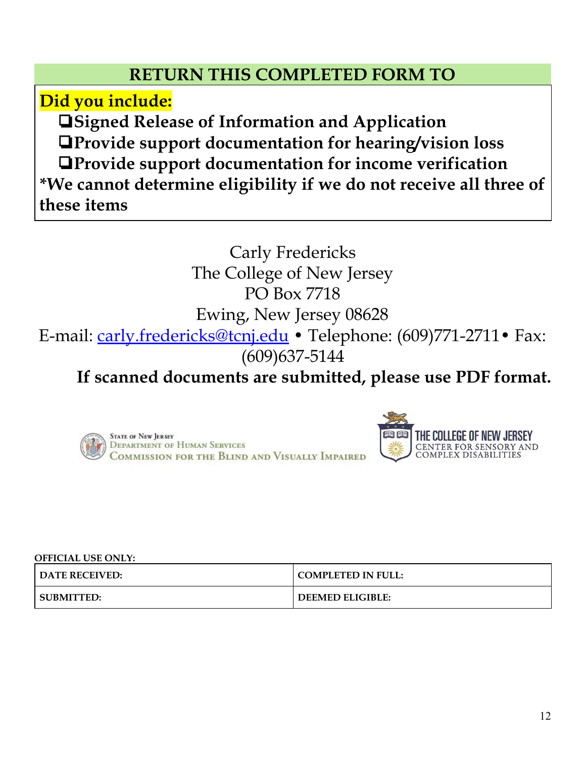## RETURN THIS COMPLETED FORM TO

**Did you include:**

- ❑ **Signed Release of Information and Application**
- ❑ **Provide support documentation for hearing/vision loss**
- ❑ **Provide support documentation for income verification**

**\*We cannot determine eligibility if we do not receive all three of these items**

Carly Fredericks
The College of New Jersey
PO Box 7718
Ewing, New Jersey 08628

E-mail: carly.fredericks@tcnj.edu • Telephone: (609)771-2711 • Fax: (609)637-5144

**If scanned documents are submitted, please use PDF format.**

State of New Jersey
Department of Human Services
Commission for the Blind and Visually Impaired

The College of New Jersey
Center for Sensory and Complex Disabilities

**OFFICIAL USE ONLY:**

| | |
|---|---|
| **DATE RECEIVED:** | **COMPLETED IN FULL:** |
| **SUBMITTED:** | **DEEMED ELIGIBLE:** |